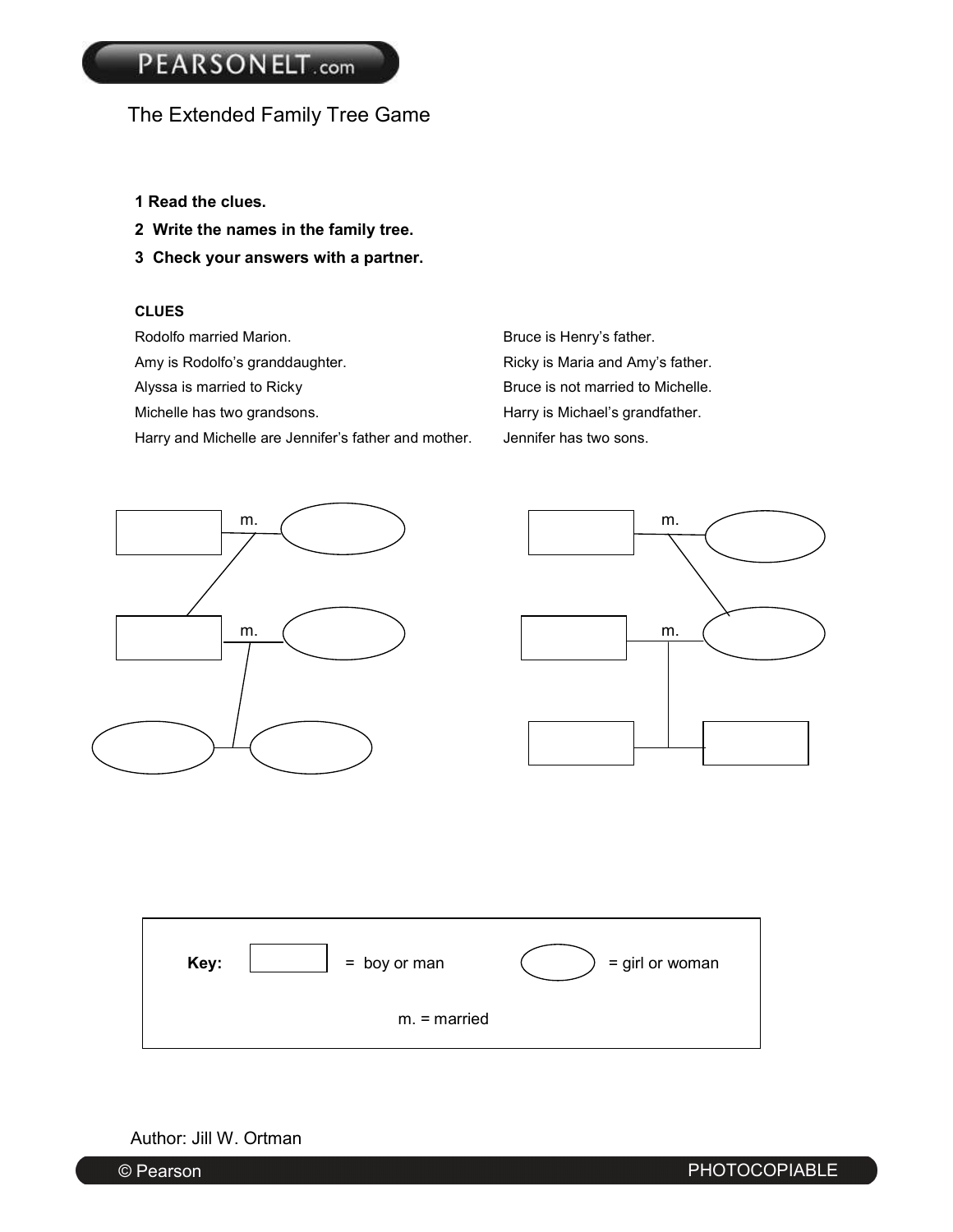# The Extended Family Tree Game

**1 Read the clues.**

**2 Write the names in the family tree.**

**3 Check your answers with a partner.**

**CLUES**

Rodolfo married Marion.

Amy is Rodolfo's granddaughter.

Alyssa is married to Ricky

Michelle has two grandsons.

Harry and Michelle are Jennifer's father and mother.

Bruce is Henry's father.

Ricky is Maria and Amy's father.

Bruce is not married to Michelle.

Harry is Michael's grandfather.

Jennifer has two sons.

m.

m.

m.

m.

Key: = boy or man = girl or woman

m. = married

Author: Jill W. Ortman

© Pearson PHOTOCOPIABLE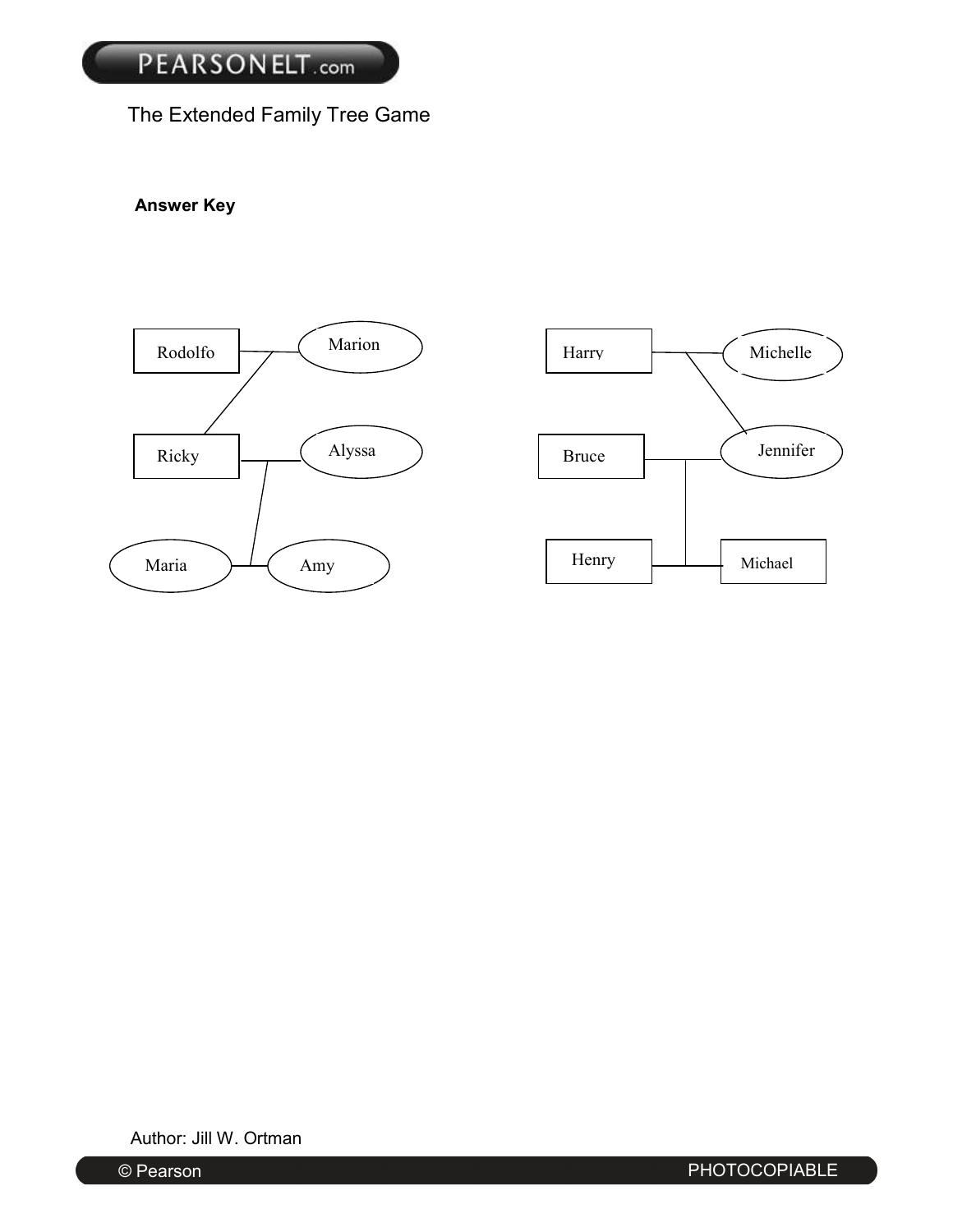The Extended Family Tree Game

**Answer Key**

Rodolfo — Marion

Ricky — Alyssa

Maria — Amy

Harry — Michelle

Bruce — Jennifer

Henry — Michael

Author: Jill W. Ortman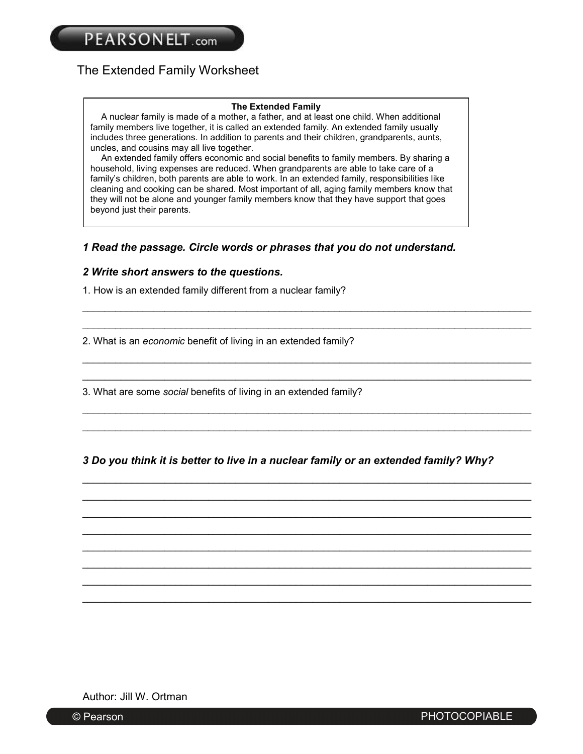# The Extended Family Worksheet

**The Extended Family**

A nuclear family is made of a mother, a father, and at least one child. When additional family members live together, it is called an extended family. An extended family usually includes three generations. In addition to parents and their children, grandparents, aunts, uncles, and cousins may all live together.

An extended family offers economic and social benefits to family members. By sharing a household, living expenses are reduced. When grandparents are able to take care of a family's children, both parents are able to work. In an extended family, responsibilities like cleaning and cooking can be shared. Most important of all, aging family members know that they will not be alone and younger family members know that they have support that goes beyond just their parents.

***1 Read the passage. Circle words or phrases that you do not understand.***

***2 Write short answers to the questions.***

1. How is an extended family different from a nuclear family?

______________________________________________________________________________

______________________________________________________________________________

2. What is an *economic* benefit of living in an extended family?

______________________________________________________________________________

______________________________________________________________________________

3. What are some *social* benefits of living in an extended family?

______________________________________________________________________________

______________________________________________________________________________

***3 Do you think it is better to live in a nuclear family or an extended family? Why?***

______________________________________________________________________________

______________________________________________________________________________

______________________________________________________________________________

______________________________________________________________________________

______________________________________________________________________________

______________________________________________________________________________

______________________________________________________________________________

______________________________________________________________________________

Author: Jill W. Ortman

© Pearson PHOTOCOPIABLE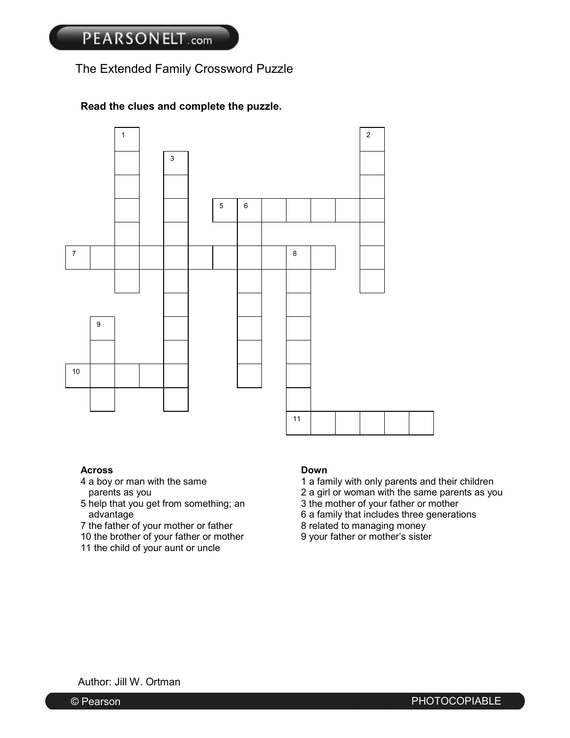# The Extended Family Crossword Puzzle

**Read the clues and complete the puzzle.**

### Across

4 a boy or man with the same parents as you
5 help that you get from something; an advantage
7 the father of your mother or father
10 the brother of your father or mother
11 the child of your aunt or uncle

### Down

1 a family with only parents and their children
2 a girl or woman with the same parents as you
3 the mother of your father or mother
6 a family that includes three generations
8 related to managing money
9 your father or mother's sister

Author: Jill W. Ortman

© Pearson PHOTOCOPIABLE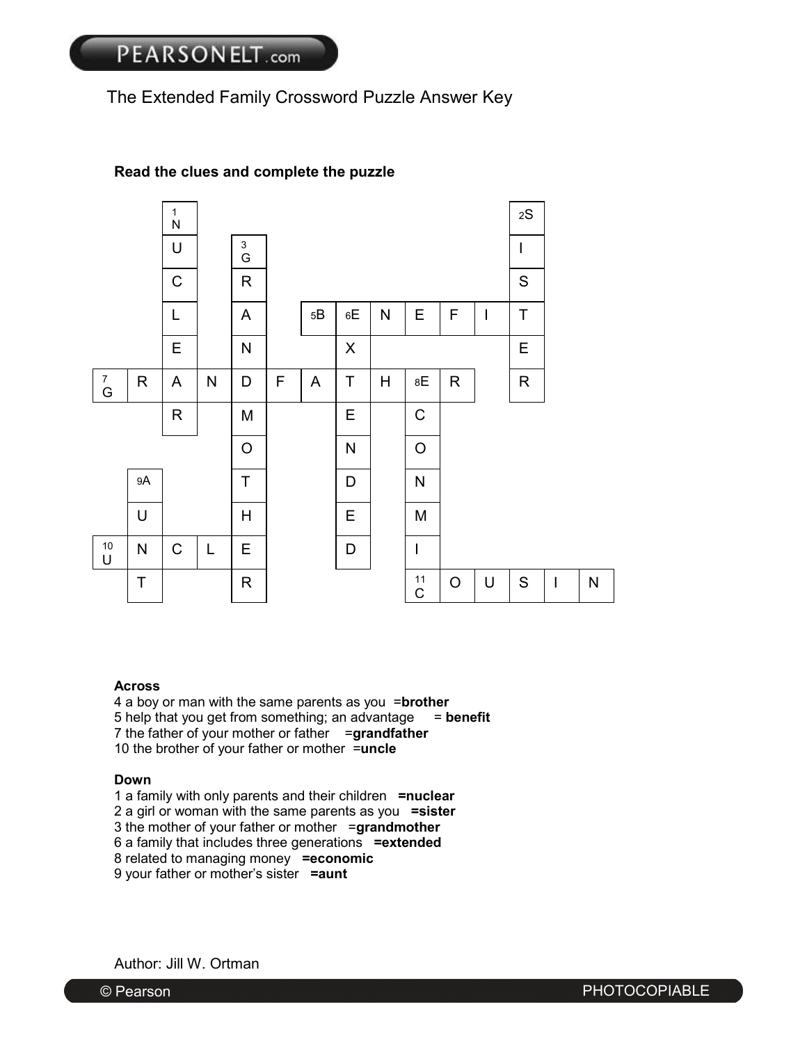The Extended Family Crossword Puzzle Answer Key

**Read the clues and complete the puzzle**

| | | | | | | | | | | | | | | |
|---|---|---|---|---|---|---|---|---|---|---|---|---|---|---|
| | | 1 N | | | | | | | | | | 2 S | | |
| | | U | | 3 G | | | | | | | | I | | |
| | | C | | R | | | | | | | | S | | |
| | | L | | A | | 5 B | 6 E | N | E | F | I | T | | |
| | | E | | N | | | X | | | | | E | | |
| 7 G | R | A | N | D | F | A | T | H | 8 E | R | | R | | |
| | | R | | M | | | E | | C | | | | | |
| | | | | O | | | N | | O | | | | | |
| | 9 A | | | T | | | D | | N | | | | | |
| | U | | | H | | | E | | M | | | | | |
| 10 U | N | C | L | E | | | D | | I | | | | | |
| | T | | | R | | | | | 11 C | O | U | S | I | N |

**Across**

4 a boy or man with the same parents as you =**brother**
5 help that you get from something; an advantage = **benefit**
7 the father of your mother or father =**grandfather**
10 the brother of your father or mother =**uncle**

**Down**

1 a family with only parents and their children **=nuclear**
2 a girl or woman with the same parents as you **=sister**
3 the mother of your father or mother =**grandmother**
6 a family that includes three generations **=extended**
8 related to managing money **=economic**
9 your father or mother's sister **=aunt**

Author: Jill W. Ortman